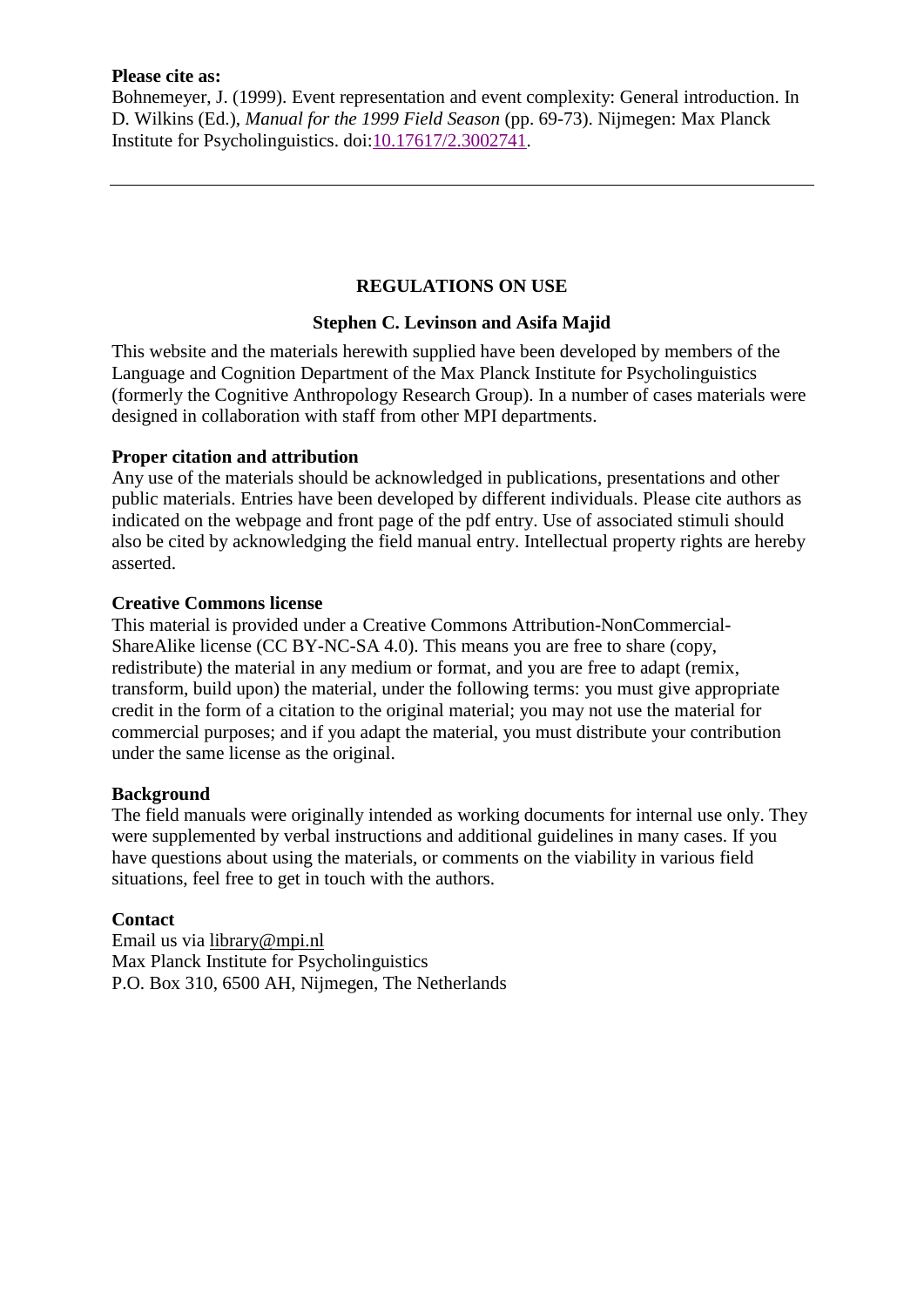**Please cite as:**
Bohnemeyer, J. (1999). Event representation and event complexity: General introduction. In D. Wilkins (Ed.), *Manual for the 1999 Field Season* (pp. 69-73). Nijmegen: Max Planck Institute for Psycholinguistics. doi:10.17617/2.3002741.

---

## REGULATIONS ON USE

### Stephen C. Levinson and Asifa Majid

This website and the materials herewith supplied have been developed by members of the Language and Cognition Department of the Max Planck Institute for Psycholinguistics (formerly the Cognitive Anthropology Research Group). In a number of cases materials were designed in collaboration with staff from other MPI departments.

**Proper citation and attribution**
Any use of the materials should be acknowledged in publications, presentations and other public materials. Entries have been developed by different individuals. Please cite authors as indicated on the webpage and front page of the pdf entry. Use of associated stimuli should also be cited by acknowledging the field manual entry. Intellectual property rights are hereby asserted.

**Creative Commons license**
This material is provided under a Creative Commons Attribution-NonCommercial-ShareAlike license (CC BY-NC-SA 4.0). This means you are free to share (copy, redistribute) the material in any medium or format, and you are free to adapt (remix, transform, build upon) the material, under the following terms: you must give appropriate credit in the form of a citation to the original material; you may not use the material for commercial purposes; and if you adapt the material, you must distribute your contribution under the same license as the original.

**Background**
The field manuals were originally intended as working documents for internal use only. They were supplemented by verbal instructions and additional guidelines in many cases. If you have questions about using the materials, or comments on the viability in various field situations, feel free to get in touch with the authors.

**Contact**
Email us via library@mpi.nl
Max Planck Institute for Psycholinguistics
P.O. Box 310, 6500 AH, Nijmegen, The Netherlands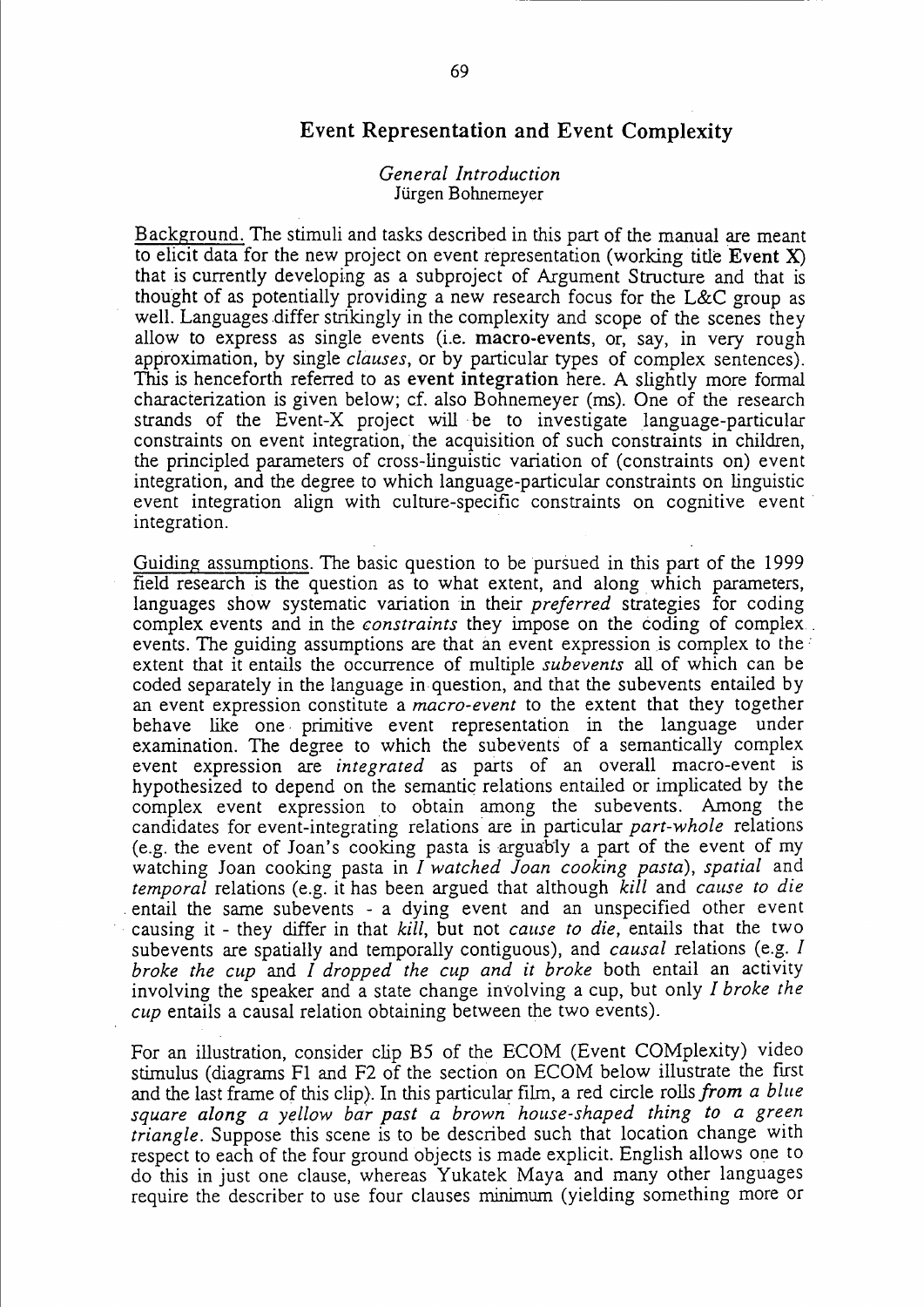## Event Representation and Event Complexity

*General Introduction*
Jürgen Bohnemeyer

Background. The stimuli and tasks described in this part of the manual are meant to elicit data for the new project on event representation (working title **Event X**) that is currently developing as a subproject of Argument Structure and that is thought of as potentially providing a new research focus for the L&C group as well. Languages differ strikingly in the complexity and scope of the scenes they allow to express as single events (i.e. **macro-events**, or, say, in very rough approximation, by single *clauses*, or by particular types of complex sentences). This is henceforth referred to as **event integration** here. A slightly more formal characterization is given below; cf. also Bohnemeyer (ms). One of the research strands of the Event-X project will be to investigate language-particular constraints on event integration, the acquisition of such constraints in children, the principled parameters of cross-linguistic variation of (constraints on) event integration, and the degree to which language-particular constraints on linguistic event integration align with culture-specific constraints on cognitive event integration.

Guiding assumptions. The basic question to be pursued in this part of the 1999 field research is the question as to what extent, and along which parameters, languages show systematic variation in their *preferred* strategies for coding complex events and in the *constraints* they impose on the coding of complex events. The guiding assumptions are that an event expression is complex to the extent that it entails the occurrence of multiple *subevents* all of which can be coded separately in the language in question, and that the subevents entailed by an event expression constitute a *macro-event* to the extent that they together behave like one primitive event representation in the language under examination. The degree to which the subevents of a semantically complex event expression are *integrated* as parts of an overall macro-event is hypothesized to depend on the semantic relations entailed or implicated by the complex event expression to obtain among the subevents. Among the candidates for event-integrating relations are in particular *part-whole* relations (e.g. the event of Joan's cooking pasta is arguably a part of the event of my watching Joan cooking pasta in *I watched Joan cooking pasta*), *spatial* and *temporal* relations (e.g. it has been argued that although *kill* and *cause to die* entail the same subevents - a dying event and an unspecified other event causing it - they differ in that *kill*, but not *cause to die*, entails that the two subevents are spatially and temporally contiguous), and *causal* relations (e.g. *I broke the cup* and *I dropped the cup and it broke* both entail an activity involving the speaker and a state change involving a cup, but only *I broke the cup* entails a causal relation obtaining between the two events).

For an illustration, consider clip B5 of the ECOM (Event COMplexity) video stimulus (diagrams F1 and F2 of the section on ECOM below illustrate the first and the last frame of this clip). In this particular film, a red circle rolls *from a blue square along a yellow bar past a brown house-shaped thing to a green triangle*. Suppose this scene is to be described such that location change with respect to each of the four ground objects is made explicit. English allows one to do this in just one clause, whereas Yukatek Maya and many other languages require the describer to use four clauses minimum (yielding something more or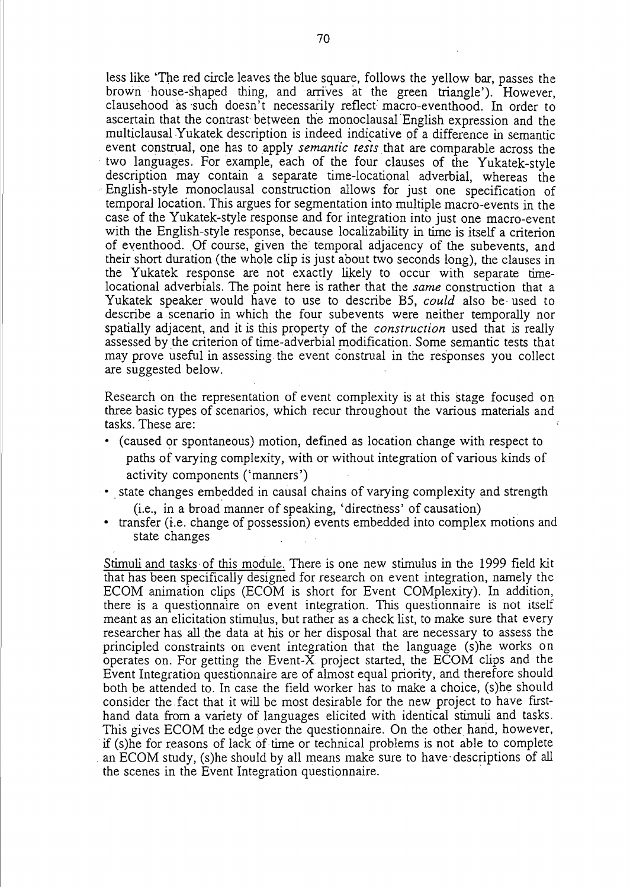less like 'The red circle leaves the blue square, follows the yellow bar, passes the brown house-shaped thing, and arrives at the green triangle'). However, clausehood as such doesn't necessarily reflect macro-eventhood. In order to ascertain that the contrast between the monoclausal English expression and the multiclausal Yukatek description is indeed indicative of a difference in semantic event construal, one has to apply *semantic tests* that are comparable across the two languages. For example, each of the four clauses of the Yukatek-style description may contain a separate time-locational adverbial, whereas the English-style monoclausal construction allows for just one specification of temporal location. This argues for segmentation into multiple macro-events in the case of the Yukatek-style response and for integration into just one macro-event with the English-style response, because localizability in time is itself a criterion of eventhood. Of course, given the temporal adjacency of the subevents, and their short duration (the whole clip is just about two seconds long), the clauses in the Yukatek response are not exactly likely to occur with separate time-locational adverbials. The point here is rather that the *same* construction that a Yukatek speaker would have to use to describe B5, *could* also be used to describe a scenario in which the four subevents were neither temporally nor spatially adjacent, and it is this property of the *construction* used that is really assessed by the criterion of time-adverbial modification. Some semantic tests that may prove useful in assessing the event construal in the responses you collect are suggested below.

Research on the representation of event complexity is at this stage focused on three basic types of scenarios, which recur throughout the various materials and tasks. These are:

- (caused or spontaneous) motion, defined as location change with respect to paths of varying complexity, with or without integration of various kinds of activity components ('manners')
- state changes embedded in causal chains of varying complexity and strength (i.e., in a broad manner of speaking, 'directness' of causation)
- transfer (i.e. change of possession) events embedded into complex motions and state changes

Stimuli and tasks of this module. There is one new stimulus in the 1999 field kit that has been specifically designed for research on event integration, namely the ECOM animation clips (ECOM is short for Event COMplexity). In addition, there is a questionnaire on event integration. This questionnaire is not itself meant as an elicitation stimulus, but rather as a check list, to make sure that every researcher has all the data at his or her disposal that are necessary to assess the principled constraints on event integration that the language (s)he works on operates on. For getting the Event-X project started, the ECOM clips and the Event Integration questionnaire are of almost equal priority, and therefore should both be attended to. In case the field worker has to make a choice, (s)he should consider the fact that it will be most desirable for the new project to have first-hand data from a variety of languages elicited with identical stimuli and tasks. This gives ECOM the edge over the questionnaire. On the other hand, however, if (s)he for reasons of lack of time or technical problems is not able to complete an ECOM study, (s)he should by all means make sure to have descriptions of all the scenes in the Event Integration questionnaire.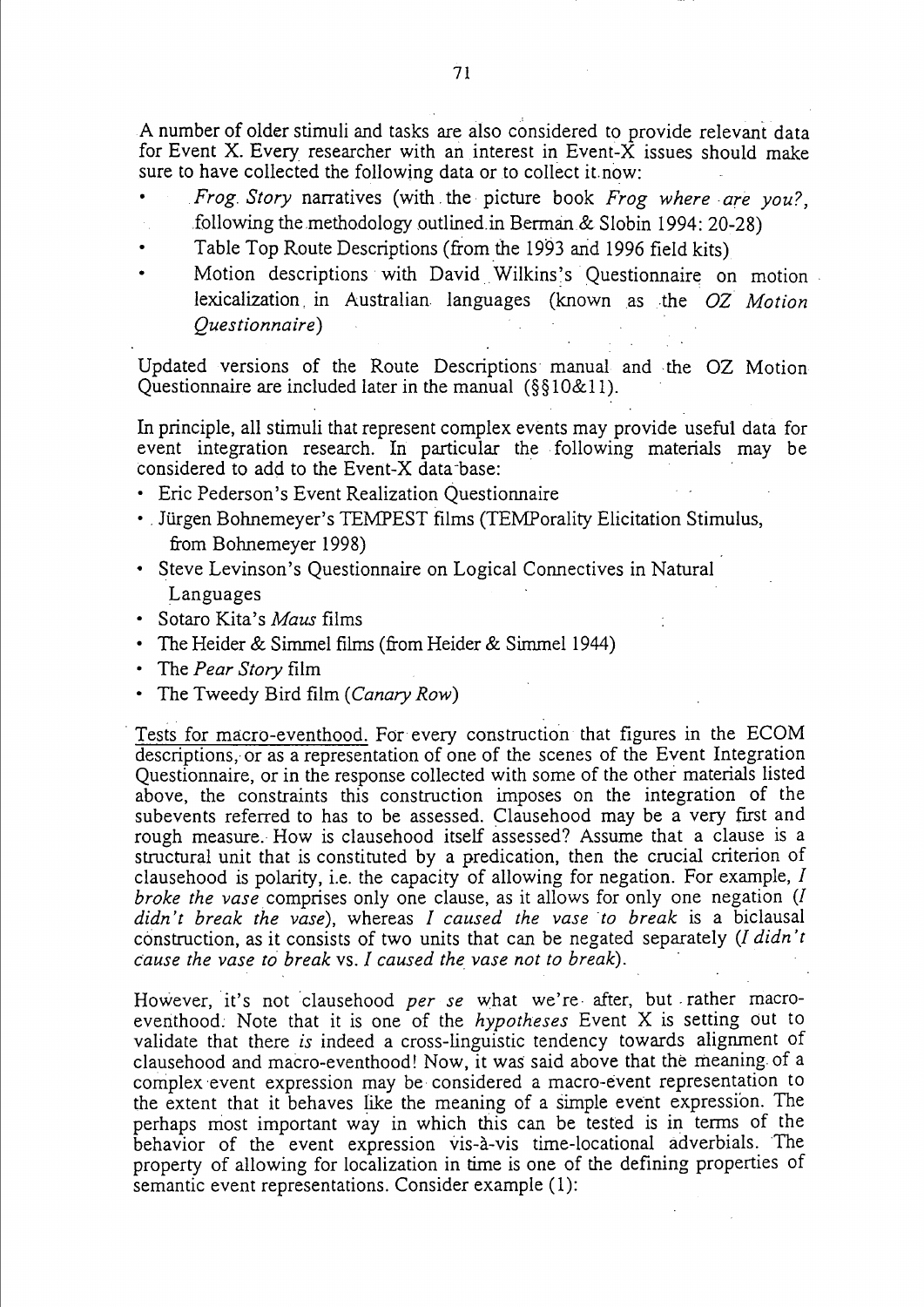A number of older stimuli and tasks are also considered to provide relevant data for Event X. Every researcher with an interest in Event-X issues should make sure to have collected the following data or to collect it now:

- *Frog Story* narratives (with the picture book *Frog where are you?*, following the methodology outlined in Berman & Slobin 1994: 20-28)
- Table Top Route Descriptions (from the 1993 and 1996 field kits)
- Motion descriptions with David Wilkins's Questionnaire on motion lexicalization in Australian languages (known as the *OZ Motion Questionnaire*)

Updated versions of the Route Descriptions manual and the OZ Motion Questionnaire are included later in the manual (§§10&11).

In principle, all stimuli that represent complex events may provide useful data for event integration research. In particular the following materials may be considered to add to the Event-X data-base:

- Eric Pederson's Event Realization Questionnaire
- Jürgen Bohnemeyer's TEMPEST films (TEMPorality Elicitation Stimulus, from Bohnemeyer 1998)
- Steve Levinson's Questionnaire on Logical Connectives in Natural Languages
- Sotaro Kita's *Maus* films
- The Heider & Simmel films (from Heider & Simmel 1944)
- The *Pear Story* film
- The Tweedy Bird film (*Canary Row*)

Tests for macro-eventhood. For every construction that figures in the ECOM descriptions, or as a representation of one of the scenes of the Event Integration Questionnaire, or in the response collected with some of the other materials listed above, the constraints this construction imposes on the integration of the subevents referred to has to be assessed. Clausehood may be a very first and rough measure. How is clausehood itself assessed? Assume that a clause is a structural unit that is constituted by a predication, then the crucial criterion of clausehood is polarity, i.e. the capacity of allowing for negation. For example, *I broke the vase* comprises only one clause, as it allows for only one negation (*I didn't break the vase*), whereas *I caused the vase to break* is a biclausal construction, as it consists of two units that can be negated separately (*I didn't cause the vase to break* vs. *I caused the vase not to break*).

However, it's not clausehood *per se* what we're after, but rather macro-eventhood. Note that it is one of the *hypotheses* Event X is setting out to validate that there *is* indeed a cross-linguistic tendency towards alignment of clausehood and macro-eventhood! Now, it was said above that the meaning of a complex event expression may be considered a macro-event representation to the extent that it behaves like the meaning of a simple event expression. The perhaps most important way in which this can be tested is in terms of the behavior of the event expression vis-à-vis time-locational adverbials. The property of allowing for localization in time is one of the defining properties of semantic event representations. Consider example (1):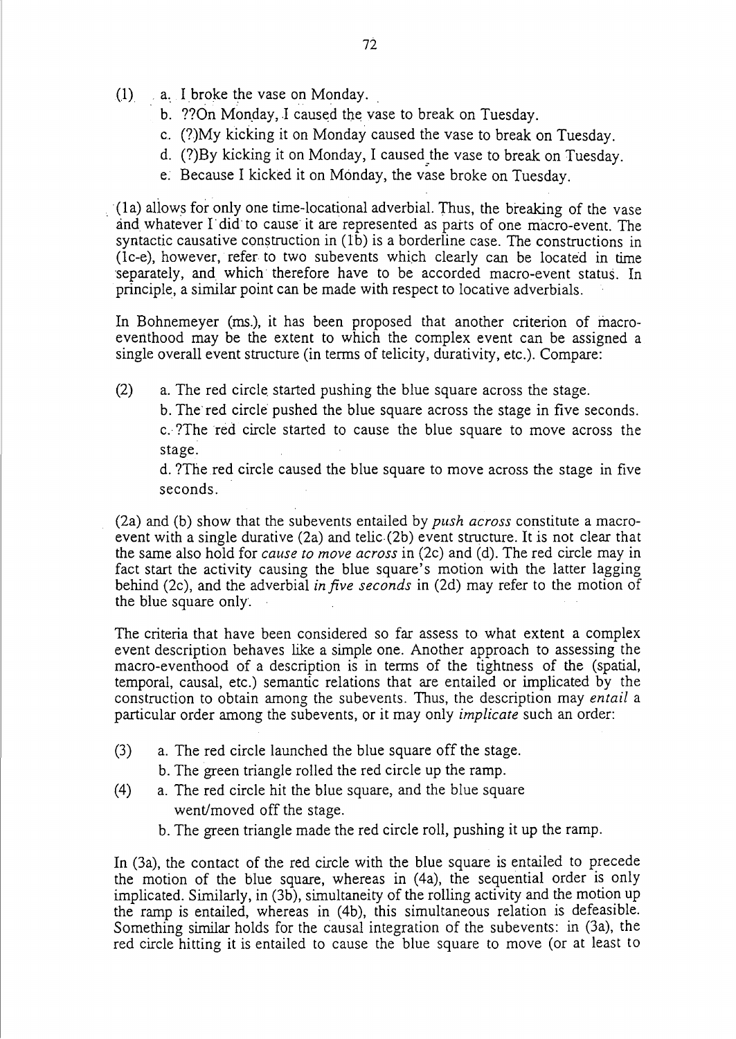(1) a. I broke the vase on Monday.
  b. ??On Monday, I caused the vase to break on Tuesday.
  c. (?)My kicking it on Monday caused the vase to break on Tuesday.
  d. (?)By kicking it on Monday, I caused the vase to break on Tuesday.
  e. Because I kicked it on Monday, the vase broke on Tuesday.

(1a) allows for only one time-locational adverbial. Thus, the breaking of the vase and whatever I did to cause it are represented as parts of one macro-event. The syntactic causative construction in (1b) is a borderline case. The constructions in (1c-e), however, refer to two subevents which clearly can be located in time separately, and which therefore have to be accorded macro-event status. In principle, a similar point can be made with respect to locative adverbials.

In Bohnemeyer (ms.), it has been proposed that another criterion of macro-eventhood may be the extent to which the complex event can be assigned a single overall event structure (in terms of telicity, durativity, etc.). Compare:

(2) a. The red circle started pushing the blue square across the stage.
  b. The red circle pushed the blue square across the stage in five seconds.
  c. ?The red circle started to cause the blue square to move across the stage.
  d. ?The red circle caused the blue square to move across the stage in five seconds.

(2a) and (b) show that the subevents entailed by *push across* constitute a macro-event with a single durative (2a) and telic (2b) event structure. It is not clear that the same also hold for *cause to move across* in (2c) and (d). The red circle may in fact start the activity causing the blue square's motion with the latter lagging behind (2c), and the adverbial *in five seconds* in (2d) may refer to the motion of the blue square only.

The criteria that have been considered so far assess to what extent a complex event description behaves like a simple one. Another approach to assessing the macro-eventhood of a description is in terms of the tightness of the (spatial, temporal, causal, etc.) semantic relations that are entailed or implicated by the construction to obtain among the subevents. Thus, the description may *entail* a particular order among the subevents, or it may only *implicate* such an order:

(3) a. The red circle launched the blue square off the stage.
  b. The green triangle rolled the red circle up the ramp.

(4) a. The red circle hit the blue square, and the blue square went/moved off the stage.
  b. The green triangle made the red circle roll, pushing it up the ramp.

In (3a), the contact of the red circle with the blue square is entailed to precede the motion of the blue square, whereas in (4a), the sequential order is only implicated. Similarly, in (3b), simultaneity of the rolling activity and the motion up the ramp is entailed, whereas in (4b), this simultaneous relation is defeasible. Something similar holds for the causal integration of the subevents: in (3a), the red circle hitting it is entailed to cause the blue square to move (or at least to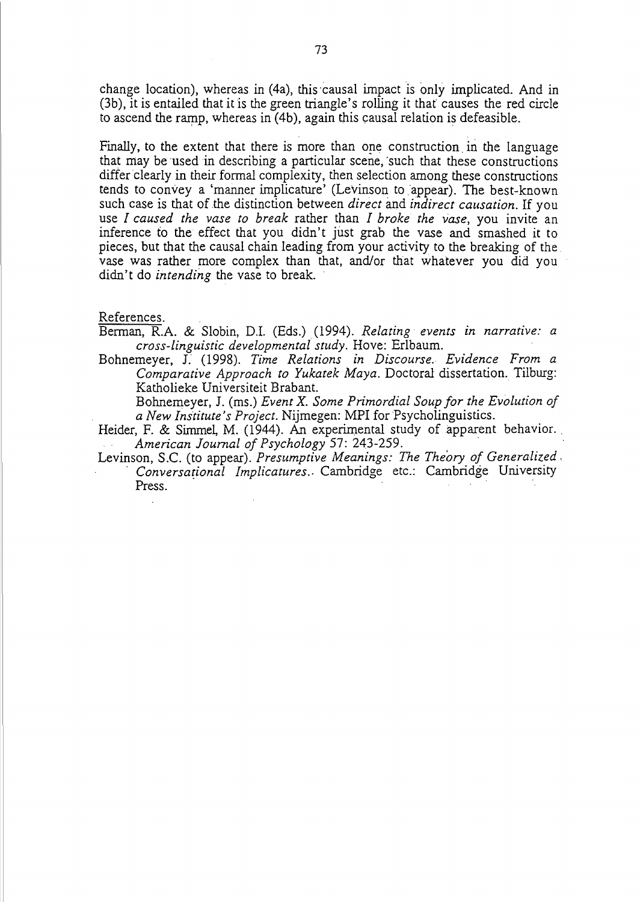change location), whereas in (4a), this causal impact is only implicated. And in (3b), it is entailed that it is the green triangle's rolling it that causes the red circle to ascend the ramp, whereas in (4b), again this causal relation is defeasible.

Finally, to the extent that there is more than one construction in the language that may be used in describing a particular scene, such that these constructions differ clearly in their formal complexity, then selection among these constructions tends to convey a 'manner implicature' (Levinson to appear). The best-known such case is that of the distinction between *direct* and *indirect causation*. If you use *I caused the vase to break* rather than *I broke the vase*, you invite an inference to the effect that you didn't just grab the vase and smashed it to pieces, but that the causal chain leading from your activity to the breaking of the vase was rather more complex than that, and/or that whatever you did you didn't do *intending* the vase to break.

References.

Berman, R.A. & Slobin, D.I. (Eds.) (1994). *Relating events in narrative: a cross-linguistic developmental study*. Hove: Erlbaum.

Bohnemeyer, J. (1998). *Time Relations in Discourse. Evidence From a Comparative Approach to Yukatek Maya*. Doctoral dissertation. Tilburg: Katholieke Universiteit Brabant.

Bohnemeyer, J. (ms.) *Event X. Some Primordial Soup for the Evolution of a New Institute's Project*. Nijmegen: MPI for Psycholinguistics.

Heider, F. & Simmel, M. (1944). An experimental study of apparent behavior. *American Journal of Psychology* 57: 243-259.

Levinson, S.C. (to appear). *Presumptive Meanings: The Theory of Generalized Conversational Implicatures.*. Cambridge etc.: Cambridge University Press.